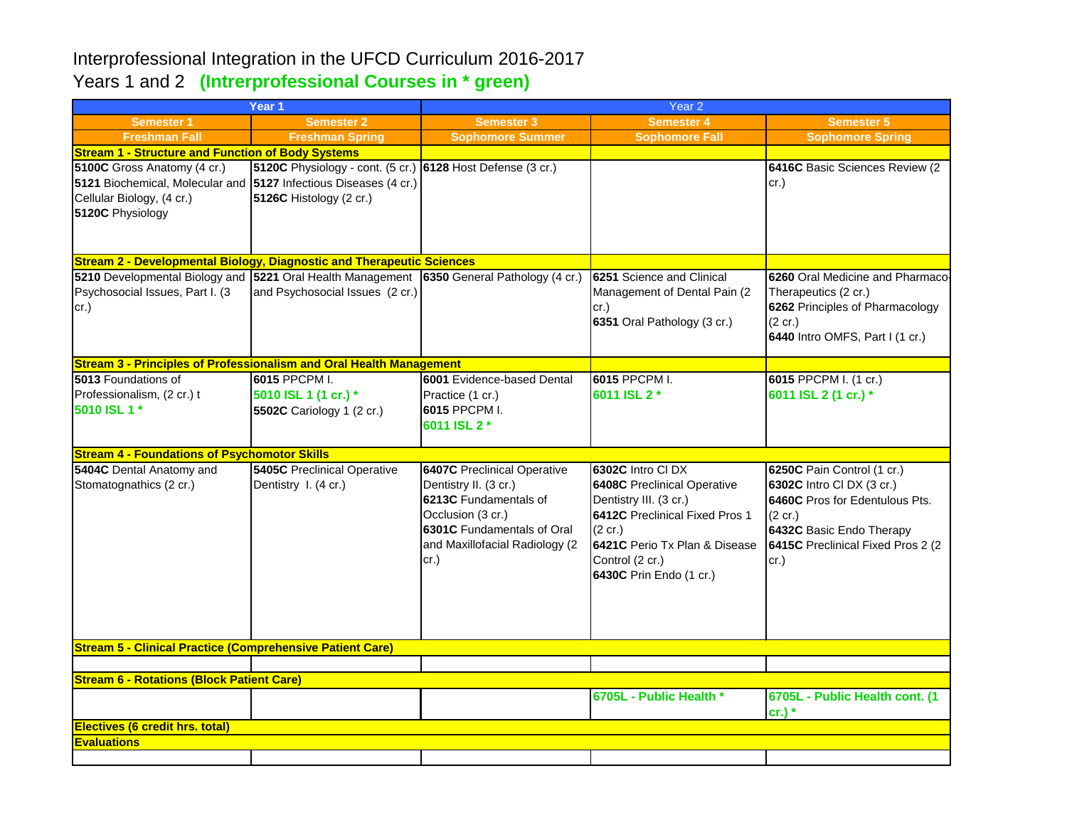# Interprofessional Integration in the UFCD Curriculum 2016-2017

## Years 1 and 2 **(Intrerprofessional Courses in * green)**

| Year 1 | | Year 2 | | |
|---|---|---|---|---|
| **Semester 1** | **Semester 2** | **Semester 3** | **Semester 4** | **Semester 5** |
| **Freshman Fall** | **Freshman Spring** | **Sophomore Summer** | **Sophomore Fall** | **Sophomore Spring** |
| **Stream 1 - Structure and Function of Body Systems** | | | | |
| **5100C** Gross Anatomy (4 cr.)<br>**5121** Biochemical, Molecular and Cellular Biology, (4 cr.)<br>**5120C** Physiology | **5120C** Physiology - cont. (5 cr.)<br>**5127** Infectious Diseases (4 cr.)<br>**5126C** Histology (2 cr.) | **6128** Host Defense (3 cr.) | | **6416C** Basic Sciences Review (2 cr.) |
| **Stream 2 - Developmental Biology, Diagnostic and Therapeutic Sciences** | | | | |
| **5210** Developmental Biology and Psychosocial Issues, Part I. (3 cr.) | **5221** Oral Health Management and Psychosocial Issues (2 cr.) | **6350** General Pathology (4 cr.) | **6251** Science and Clinical Management of Dental Pain (2 cr.)<br>**6351** Oral Pathology (3 cr.) | **6260** Oral Medicine and Pharmaco-Therapeutics (2 cr.)<br>**6262** Principles of Pharmacology (2 cr.)<br>**6440** Intro OMFS, Part I (1 cr.) |
| **Stream 3 - Principles of Professionalism and Oral Health Management** | | | | |
| **5013** Foundations of Professionalism, (2 cr.) t<br>**5010 ISL 1 *** | **6015** PPCPM I.<br>**5010 ISL 1 (1 cr.) ***<br>**5502C** Cariology 1 (2 cr.) | **6001** Evidence-based Dental Practice (1 cr.)<br>**6015** PPCPM I.<br>**6011 ISL 2 *** | **6015** PPCPM I.<br>**6011 ISL 2 *** | **6015** PPCPM I. (1 cr.)<br>**6011 ISL 2 (1 cr.) *** |
| **Stream 4 - Foundations of Psychomotor Skills** | | | | |
| **5404C** Dental Anatomy and Stomatognathics (2 cr.) | **5405C** Preclinical Operative Dentistry I. (4 cr.) | **6407C** Preclinical Operative Dentistry II. (3 cr.)<br>**6213C** Fundamentals of Occlusion (3 cr.)<br>**6301C** Fundamentals of Oral and Maxillofacial Radiology (2 cr.) | **6302C** Intro Cl DX<br>**6408C** Preclinical Operative Dentistry III. (3 cr.)<br>**6412C** Preclinical Fixed Pros 1 (2 cr.)<br>**6421C** Perio Tx Plan & Disease Control (2 cr.)<br>**6430C** Prin Endo (1 cr.) | **6250C** Pain Control (1 cr.)<br>**6302C** Intro Cl DX (3 cr.)<br>**6460C** Pros for Edentulous Pts. (2 cr.)<br>**6432C** Basic Endo Therapy<br>**6415C** Preclinical Fixed Pros 2 (2 cr.) |
| **Stream 5 - Clinical Practice (Comprehensive Patient Care)** | | | | |
| | | | | |
| **Stream 6 - Rotations (Block Patient Care)** | | | | |
| | | | **6705L - Public Health *** | **6705L - Public Health cont. (1 cr.) *** |
| **Electives (6 credit hrs. total)** | | | | |
| **Evaluations** | | | | |
| | | | | |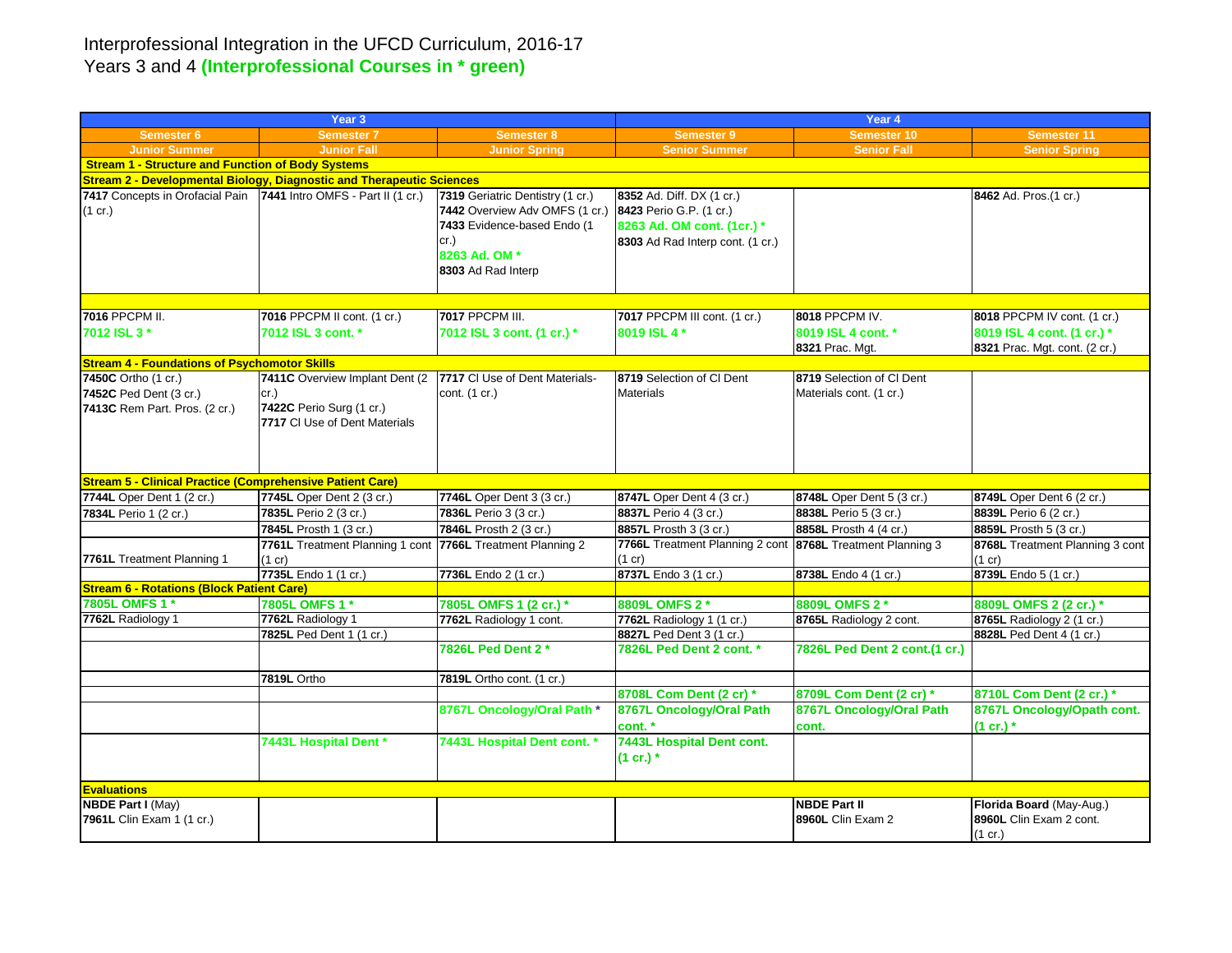# Interprofessional Integration in the UFCD Curriculum, 2016-17
## Years 3 and 4 **(Interprofessional Courses in * green)**

| Year 3 | | | Year 4 | | |
|---|---|---|---|---|---|
| **Semester 6** | **Semester 7** | **Semester 8** | **Semester 9** | **Semester 10** | **Semester 11** |
| **Junior Summer** | **Junior Fall** | **Junior Spring** | **Senior Summer** | **Senior Fall** | **Senior Spring** |
| **Stream 1 - Structure and Function of Body Systems** | | | | | |
| **Stream 2 - Developmental Biology, Diagnostic and Therapeutic Sciences** | | | | | |
| **7417** Concepts in Orofacial Pain (1 cr.) | **7441** Intro OMFS - Part II (1 cr.) | **7319** Geriatric Dentistry (1 cr.)<br>**7442** Overview Adv OMFS (1 cr.)<br>**7433** Evidence-based Endo (1 cr.)<br>**8263 Ad. OM** *<br>**8303** Ad Rad Interp | **8352** Ad. Diff. DX (1 cr.)<br>**8423** Perio G.P. (1 cr.)<br>**8263 Ad. OM cont. (1cr.)** *<br>**8303** Ad Rad Interp cont. (1 cr.) | | **8462** Ad. Pros.(1 cr.) |
| | | | | | |
| **7016** PPCPM II.<br>**7012 ISL 3** * | **7016** PPCPM II cont. (1 cr.)<br>**7012 ISL 3 cont.** * | **7017** PPCPM III.<br>**7012 ISL 3 cont. (1 cr.)** * | **7017** PPCPM III cont. (1 cr.)<br>**8019 ISL 4** * | **8018** PPCPM IV.<br>**8019 ISL 4 cont.** *<br>**8321** Prac. Mgt. | **8018** PPCPM IV cont. (1 cr.)<br>**8019 ISL 4 cont. (1 cr.)** *<br>**8321** Prac. Mgt. cont. (2 cr.) |
| **Stream 4 - Foundations of Psychomotor Skills** | | | | | |
| **7450C** Ortho (1 cr.)<br>**7452C** Ped Dent (3 cr.)<br>**7413C** Rem Part. Pros. (2 cr.) | **7411C** Overview Implant Dent (2 cr.)<br>**7422C** Perio Surg (1 cr.)<br>**7717** Cl Use of Dent Materials | **7717** Cl Use of Dent Materials- cont. (1 cr.) | **8719** Selection of Cl Dent Materials | **8719** Selection of Cl Dent Materials cont. (1 cr.) | |
| **Stream 5 - Clinical Practice (Comprehensive Patient Care)** | | | | | |
| **7744L** Oper Dent 1 (2 cr.) | **7745L** Oper Dent 2 (3 cr.) | **7746L** Oper Dent 3 (3 cr.) | **8747L** Oper Dent 4 (3 cr.) | **8748L** Oper Dent 5 (3 cr.) | **8749L** Oper Dent 6 (2 cr.) |
| **7834L** Perio 1 (2 cr.) | **7835L** Perio 2 (3 cr.) | **7836L** Perio 3 (3 cr.) | **8837L** Perio 4 (3 cr.) | **8838L** Perio 5 (3 cr.) | **8839L** Perio 6 (2 cr.) |
| | **7845L** Prosth 1 (3 cr.) | **7846L** Prosth 2 (3 cr.) | **8857L** Prosth 3 (3 cr.) | **8858L** Prosth 4 (4 cr.) | **8859L** Prosth 5 (3 cr.) |
| **7761L** Treatment Planning 1 | **7761L** Treatment Planning 1 cont (1 cr) | **7766L** Treatment Planning 2 | **7766L** Treatment Planning 2 cont (1 cr) | **8768L** Treatment Planning 3 | **8768L** Treatment Planning 3 cont (1 cr) |
| | **7735L** Endo 1 (1 cr.) | **7736L** Endo 2 (1 cr.) | **8737L** Endo 3 (1 cr.) | **8738L** Endo 4 (1 cr.) | **8739L** Endo 5 (1 cr.) |
| **Stream 6 - Rotations (Block Patient Care)** | | | | | |
| **7805L OMFS 1** * | **7805L OMFS 1** * | **7805L OMFS 1 (2 cr.)** * | **8809L OMFS 2** * | **8809L OMFS 2** * | **8809L OMFS 2 (2 cr.)** * |
| **7762L** Radiology 1 | **7762L** Radiology 1 | **7762L** Radiology 1 cont. | **7762L** Radiology 1 (1 cr.) | **8765L** Radiology 2 cont. | **8765L** Radiology 2 (1 cr.) |
| | **7825L** Ped Dent 1 (1 cr.) | | **8827L** Ped Dent 3 (1 cr.) | | **8828L** Ped Dent 4 (1 cr.) |
| | | **7826L Ped Dent 2** * | **7826L Ped Dent 2 cont.** * | **7826L Ped Dent 2 cont.(1 cr.)** | |
| | **7819L** Ortho | **7819L** Ortho cont. (1 cr.) | | | |
| | | | **8708L Com Dent (2 cr)** * | **8709L Com Dent (2 cr)** * | **8710L Com Dent (2 cr.)** * |
| | | **8767L Oncology/Oral Path** * | **8767L Oncology/Oral Path cont.** * | **8767L Oncology/Oral Path cont.** | **8767L Oncology/Opath cont. (1 cr.)** * |
| | **7443L Hospital Dent** * | **7443L Hospital Dent cont.** * | **7443L Hospital Dent cont. (1 cr.)** * | | |
| **Evaluations** | | | | | |
| **NBDE Part I** (May)<br>**7961L** Clin Exam 1 (1 cr.) | | | | **NBDE Part II**<br>**8960L** Clin Exam 2 | **Florida Board** (May-Aug.)<br>**8960L** Clin Exam 2 cont. (1 cr.) |